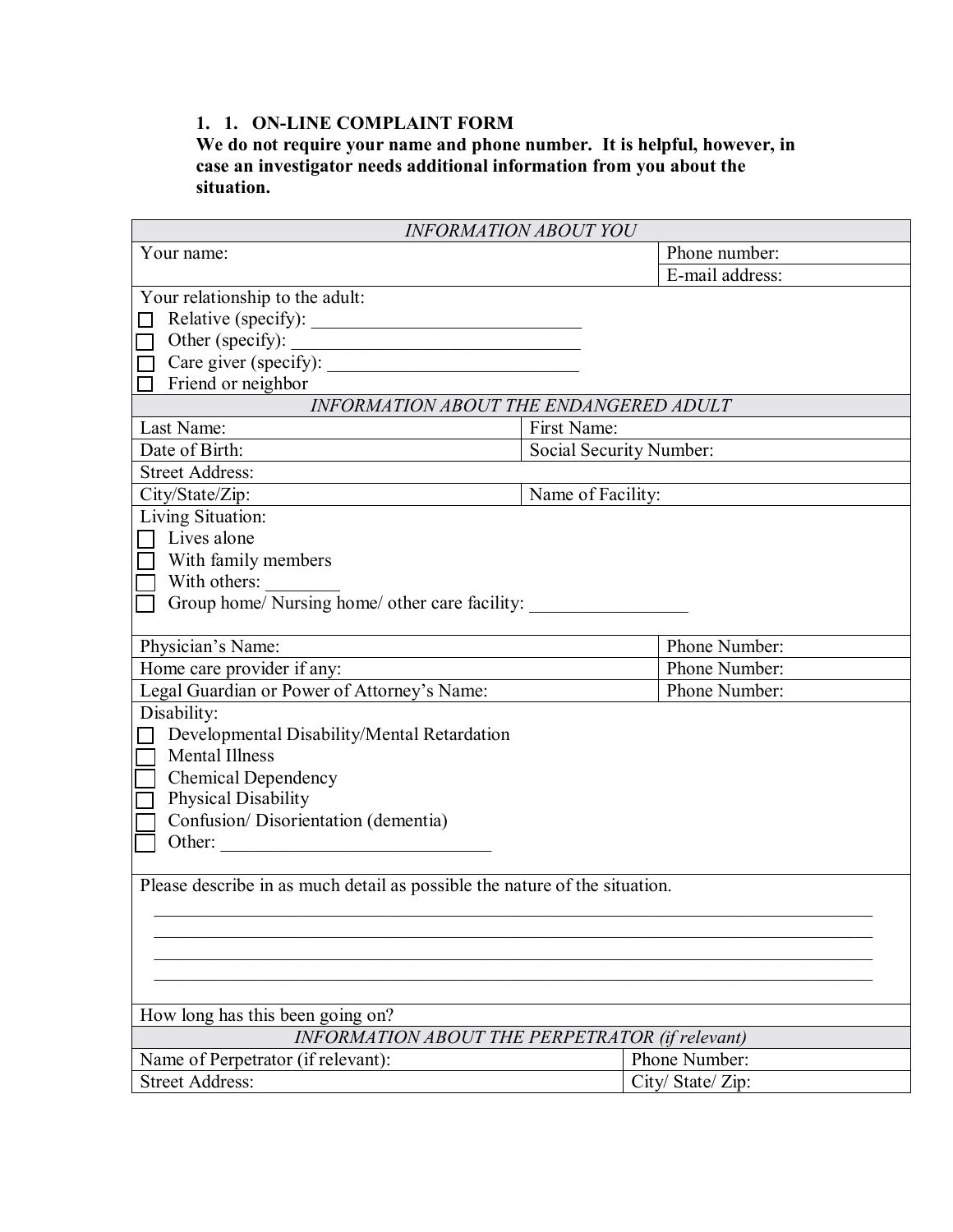1. 1. **ON-LINE COMPLAINT FORM**

**We do not require your name and phone number. It is helpful, however, in case an investigator needs additional information from you about the situation.**

| *INFORMATION ABOUT YOU* | |
|---|---|
| Your name: | Phone number: |
| | E-mail address: |

Your relationship to the adult:

- ☐ Relative (specify): ______________________________
- ☐ Other (specify): ________________________________
- ☐ Care giver (specify): ____________________________
- ☐ Friend or neighbor

| *INFORMATION ABOUT THE ENDANGERED ADULT* | |
|---|---|
| Last Name: | First Name: |
| Date of Birth: | Social Security Number: |
| Street Address: | |
| City/State/Zip: | Name of Facility: |

Living Situation:

- ☐ Lives alone
- ☐ With family members
- ☐ With others: ________
- ☐ Group home/ Nursing home/ other care facility: _________________

| | |
|---|---|
| Physician's Name: | Phone Number: |
| Home care provider if any: | Phone Number: |
| Legal Guardian or Power of Attorney's Name: | Phone Number: |

Disability:

- ☐ Developmental Disability/Mental Retardation
- ☐ Mental Illness
- ☐ Chemical Dependency
- ☐ Physical Disability
- ☐ Confusion/ Disorientation (dementia)
- ☐ Other: ______________________________

Please describe in as much detail as possible the nature of the situation.

________________________________________________________________________________

________________________________________________________________________________

________________________________________________________________________________

________________________________________________________________________________

How long has this been going on?

| *INFORMATION ABOUT THE PERPETRATOR (if relevant)* | |
|---|---|
| Name of Perpetrator (if relevant): | Phone Number: |
| Street Address: | City/ State/ Zip: |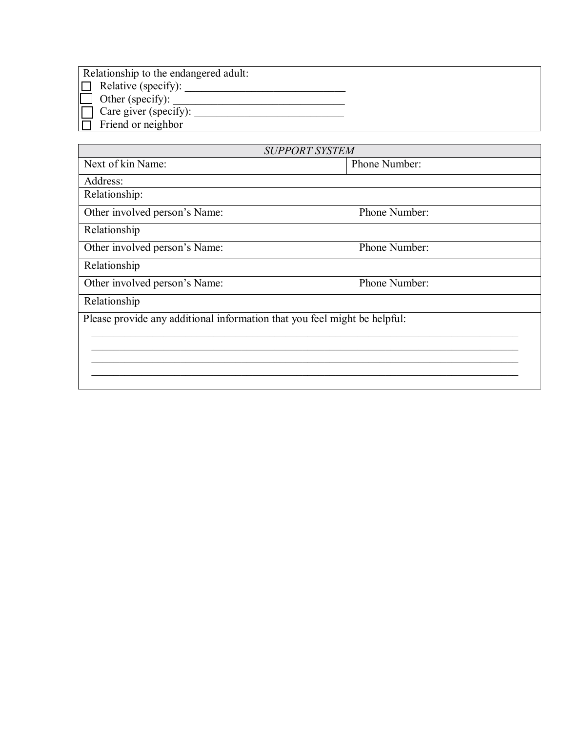Relationship to the endangered adult:

- ☐ Relative (specify): ______________________________
- ☐ Other (specify): ________________________________
- ☐ Care giver (specify): ____________________________
- ☐ Friend or neighbor

| *SUPPORT SYSTEM* | |
|---|---|
| Next of kin Name: | Phone Number: |
| Address: | |
| Relationship: | |
| Other involved person's Name: | Phone Number: |
| Relationship | |
| Other involved person's Name: | Phone Number: |
| Relationship | |
| Other involved person's Name: | Phone Number: |
| Relationship | |

Please provide any additional information that you feel might be helpful:

______________________________________________________________________________

______________________________________________________________________________

______________________________________________________________________________

______________________________________________________________________________